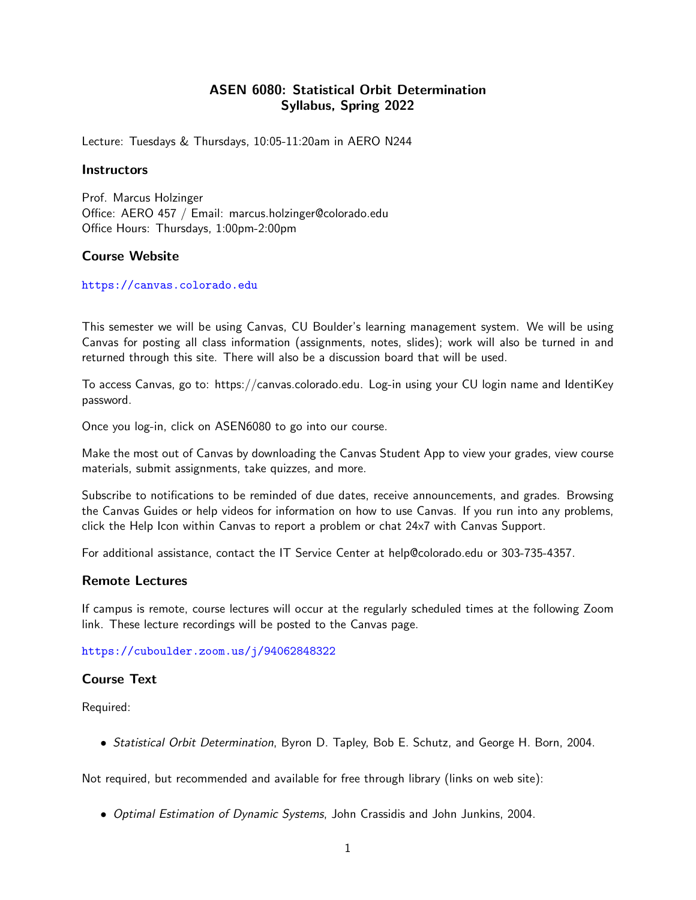# ASEN 6080: Statistical Orbit Determination
## Syllabus, Spring 2022

Lecture: Tuesdays & Thursdays, 10:05-11:20am in AERO N244

### Instructors

Prof. Marcus Holzinger
Office: AERO 457 / Email: marcus.holzinger@colorado.edu
Office Hours: Thursdays, 1:00pm-2:00pm

### Course Website

https://canvas.colorado.edu

This semester we will be using Canvas, CU Boulder's learning management system. We will be using Canvas for posting all class information (assignments, notes, slides); work will also be turned in and returned through this site. There will also be a discussion board that will be used.

To access Canvas, go to: https://canvas.colorado.edu. Log-in using your CU login name and IdentiKey password.

Once you log-in, click on ASEN6080 to go into our course.

Make the most out of Canvas by downloading the Canvas Student App to view your grades, view course materials, submit assignments, take quizzes, and more.

Subscribe to notifications to be reminded of due dates, receive announcements, and grades. Browsing the Canvas Guides or help videos for information on how to use Canvas. If you run into any problems, click the Help Icon within Canvas to report a problem or chat 24x7 with Canvas Support.

For additional assistance, contact the IT Service Center at help@colorado.edu or 303-735-4357.

### Remote Lectures

If campus is remote, course lectures will occur at the regularly scheduled times at the following Zoom link. These lecture recordings will be posted to the Canvas page.

https://cuboulder.zoom.us/j/94062848322

### Course Text

Required:

- *Statistical Orbit Determination*, Byron D. Tapley, Bob E. Schutz, and George H. Born, 2004.

Not required, but recommended and available for free through library (links on web site):

- *Optimal Estimation of Dynamic Systems*, John Crassidis and John Junkins, 2004.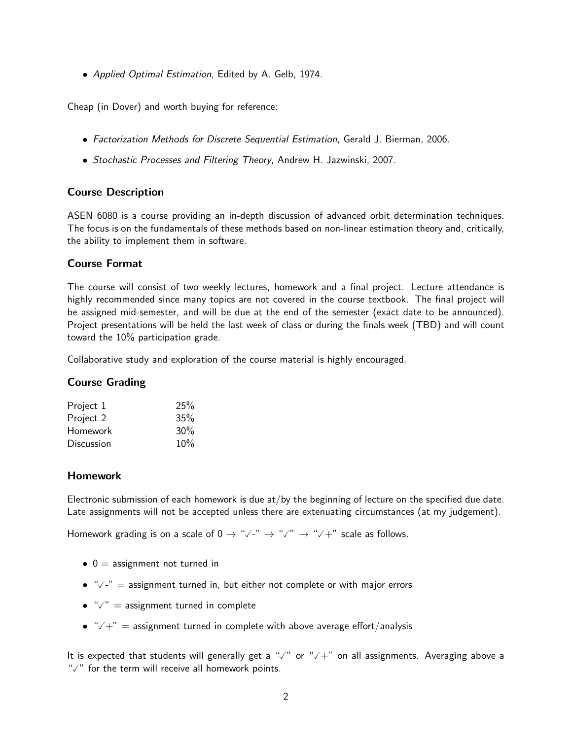- *Applied Optimal Estimation*, Edited by A. Gelb, 1974.

Cheap (in Dover) and worth buying for reference:

- *Factorization Methods for Discrete Sequential Estimation*, Gerald J. Bierman, 2006.
- *Stochastic Processes and Filtering Theory*, Andrew H. Jazwinski, 2007.

### Course Description

ASEN 6080 is a course providing an in-depth discussion of advanced orbit determination techniques. The focus is on the fundamentals of these methods based on non-linear estimation theory and, critically, the ability to implement them in software.

### Course Format

The course will consist of two weekly lectures, homework and a final project. Lecture attendance is highly recommended since many topics are not covered in the course textbook. The final project will be assigned mid-semester, and will be due at the end of the semester (exact date to be announced). Project presentations will be held the last week of class or during the finals week (TBD) and will count toward the 10% participation grade.

Collaborative study and exploration of the course material is highly encouraged.

### Course Grading

| | |
|---|---|
| Project 1 | 25% |
| Project 2 | 35% |
| Homework | 30% |
| Discussion | 10% |

### Homework

Electronic submission of each homework is due at/by the beginning of lecture on the specified due date. Late assignments will not be accepted unless there are extenuating circumstances (at my judgement).

Homework grading is on a scale of 0 → "✓-" → "✓" → "✓+" scale as follows.

- 0 = assignment not turned in
- "✓-" = assignment turned in, but either not complete or with major errors
- "✓" = assignment turned in complete
- "✓+" = assignment turned in complete with above average effort/analysis

It is expected that students will generally get a "✓" or "✓+" on all assignments. Averaging above a "✓" for the term will receive all homework points.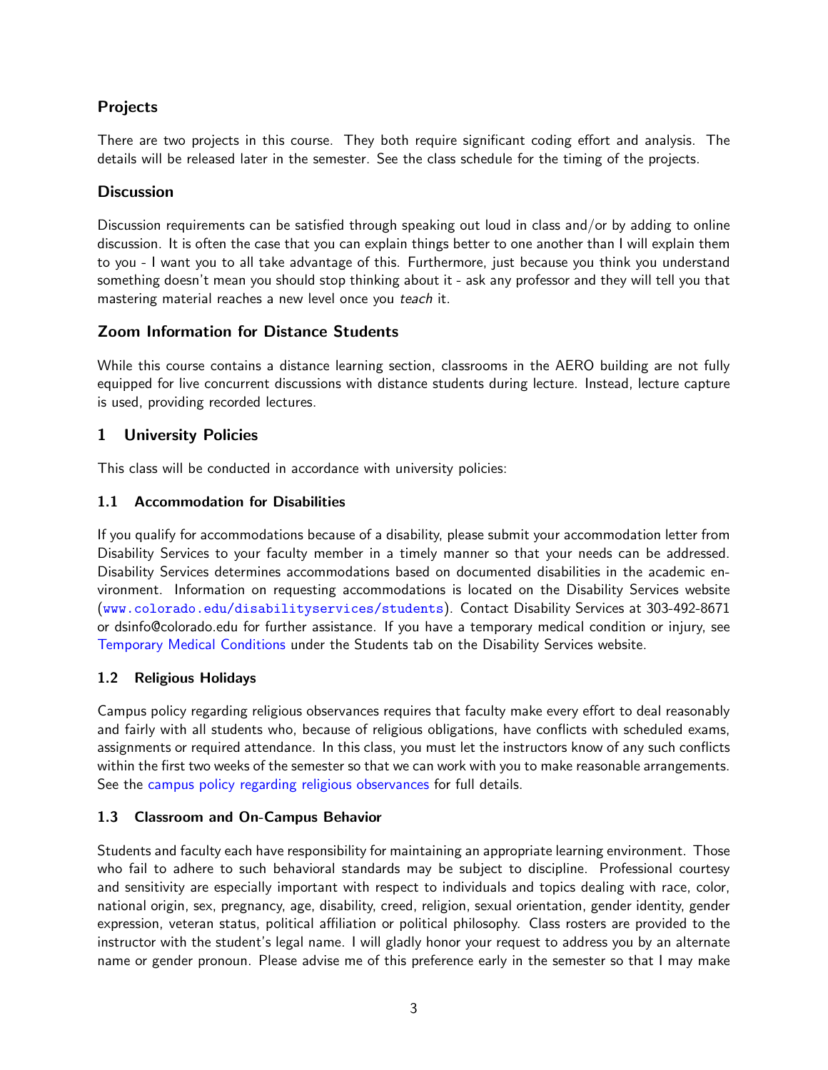### Projects

There are two projects in this course. They both require significant coding effort and analysis. The details will be released later in the semester. See the class schedule for the timing of the projects.

### Discussion

Discussion requirements can be satisfied through speaking out loud in class and/or by adding to online discussion. It is often the case that you can explain things better to one another than I will explain them to you - I want you to all take advantage of this. Furthermore, just because you think you understand something doesn't mean you should stop thinking about it - ask any professor and they will tell you that mastering material reaches a new level once you *teach* it.

### Zoom Information for Distance Students

While this course contains a distance learning section, classrooms in the AERO building are not fully equipped for live concurrent discussions with distance students during lecture. Instead, lecture capture is used, providing recorded lectures.

## 1 University Policies

This class will be conducted in accordance with university policies:

### 1.1 Accommodation for Disabilities

If you qualify for accommodations because of a disability, please submit your accommodation letter from Disability Services to your faculty member in a timely manner so that your needs can be addressed. Disability Services determines accommodations based on documented disabilities in the academic environment. Information on requesting accommodations is located on the Disability Services website (`www.colorado.edu/disabilityservices/students`). Contact Disability Services at 303-492-8671 or dsinfo@colorado.edu for further assistance. If you have a temporary medical condition or injury, see Temporary Medical Conditions under the Students tab on the Disability Services website.

### 1.2 Religious Holidays

Campus policy regarding religious observances requires that faculty make every effort to deal reasonably and fairly with all students who, because of religious obligations, have conflicts with scheduled exams, assignments or required attendance. In this class, you must let the instructors know of any such conflicts within the first two weeks of the semester so that we can work with you to make reasonable arrangements. See the campus policy regarding religious observances for full details.

### 1.3 Classroom and On-Campus Behavior

Students and faculty each have responsibility for maintaining an appropriate learning environment. Those who fail to adhere to such behavioral standards may be subject to discipline. Professional courtesy and sensitivity are especially important with respect to individuals and topics dealing with race, color, national origin, sex, pregnancy, age, disability, creed, religion, sexual orientation, gender identity, gender expression, veteran status, political affiliation or political philosophy. Class rosters are provided to the instructor with the student's legal name. I will gladly honor your request to address you by an alternate name or gender pronoun. Please advise me of this preference early in the semester so that I may make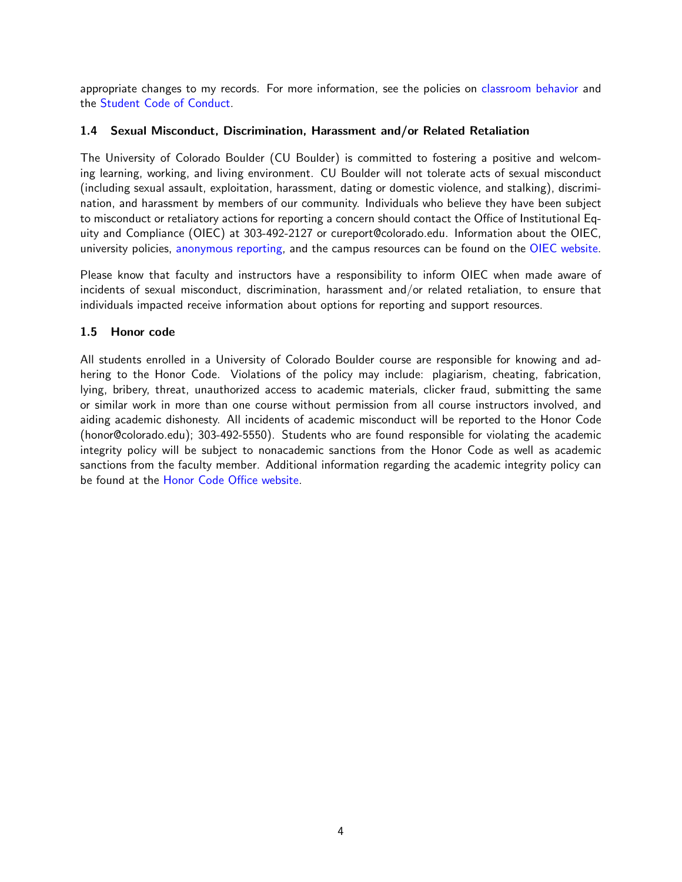appropriate changes to my records. For more information, see the policies on classroom behavior and the Student Code of Conduct.

### 1.4 Sexual Misconduct, Discrimination, Harassment and/or Related Retaliation

The University of Colorado Boulder (CU Boulder) is committed to fostering a positive and welcoming learning, working, and living environment. CU Boulder will not tolerate acts of sexual misconduct (including sexual assault, exploitation, harassment, dating or domestic violence, and stalking), discrimination, and harassment by members of our community. Individuals who believe they have been subject to misconduct or retaliatory actions for reporting a concern should contact the Office of Institutional Equity and Compliance (OIEC) at 303-492-2127 or cureport@colorado.edu. Information about the OIEC, university policies, anonymous reporting, and the campus resources can be found on the OIEC website.

Please know that faculty and instructors have a responsibility to inform OIEC when made aware of incidents of sexual misconduct, discrimination, harassment and/or related retaliation, to ensure that individuals impacted receive information about options for reporting and support resources.

### 1.5 Honor code

All students enrolled in a University of Colorado Boulder course are responsible for knowing and adhering to the Honor Code. Violations of the policy may include: plagiarism, cheating, fabrication, lying, bribery, threat, unauthorized access to academic materials, clicker fraud, submitting the same or similar work in more than one course without permission from all course instructors involved, and aiding academic dishonesty. All incidents of academic misconduct will be reported to the Honor Code (honor@colorado.edu); 303-492-5550). Students who are found responsible for violating the academic integrity policy will be subject to nonacademic sanctions from the Honor Code as well as academic sanctions from the faculty member. Additional information regarding the academic integrity policy can be found at the Honor Code Office website.